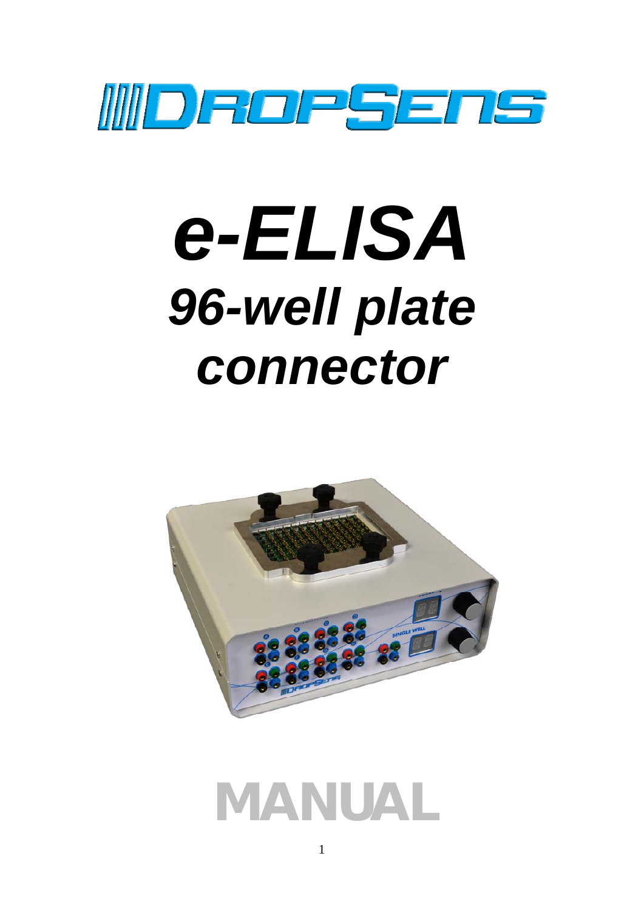DROPSENS

# *e-ELISA*

## *96-well plate connector*

# MANUAL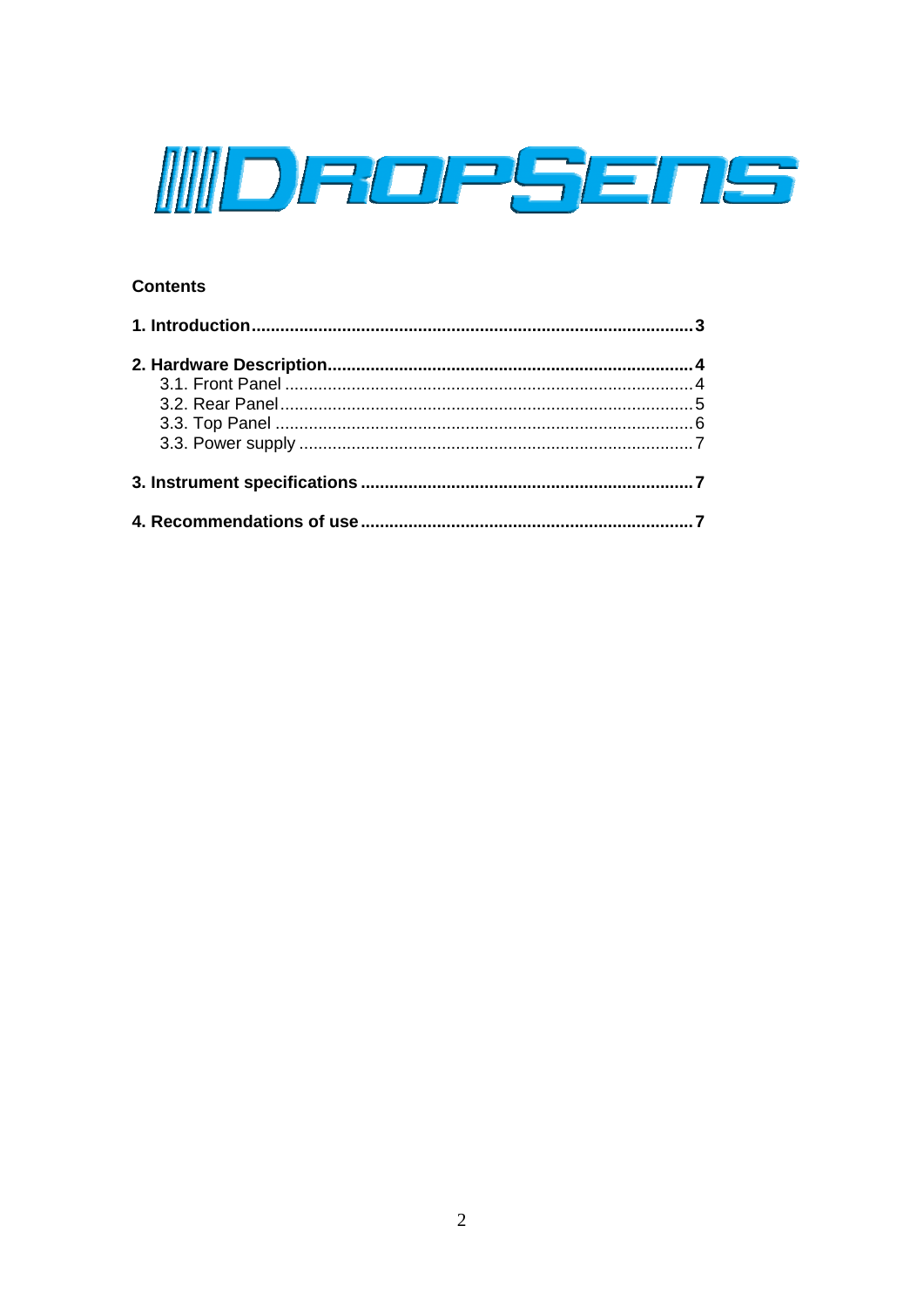DROPSENS

**Contents**

**1. Introduction............................................................................................3**

**2. Hardware Description............................................................................4**
   3.1. Front Panel .....................................................................................4
   3.2. Rear Panel......................................................................................5
   3.3. Top Panel .......................................................................................6
   3.3. Power supply ..................................................................................7

**3. Instrument specifications .....................................................................7**

**4. Recommendations of use.....................................................................7**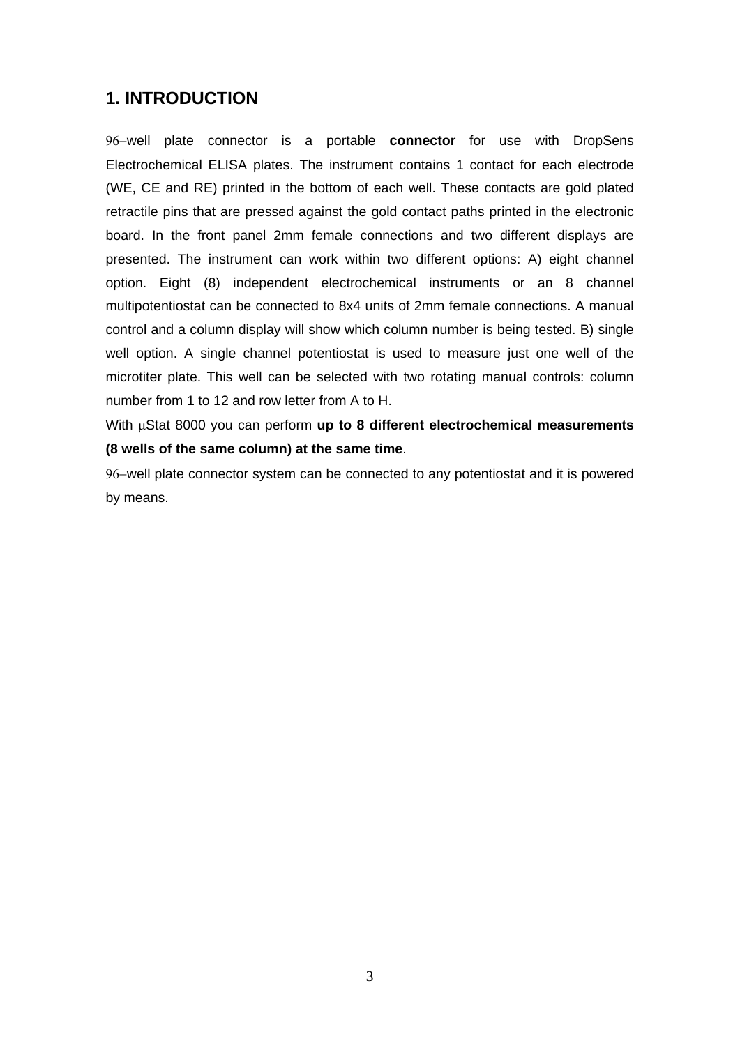## 1. INTRODUCTION

96–well plate connector is a portable **connector** for use with DropSens Electrochemical ELISA plates. The instrument contains 1 contact for each electrode (WE, CE and RE) printed in the bottom of each well. These contacts are gold plated retractile pins that are pressed against the gold contact paths printed in the electronic board. In the front panel 2mm female connections and two different displays are presented. The instrument can work within two different options: A) eight channel option. Eight (8) independent electrochemical instruments or an 8 channel multipotentiostat can be connected to 8x4 units of 2mm female connections. A manual control and a column display will show which column number is being tested. B) single well option. A single channel potentiostat is used to measure just one well of the microtiter plate. This well can be selected with two rotating manual controls: column number from 1 to 12 and row letter from A to H.

With μStat 8000 you can perform **up to 8 different electrochemical measurements (8 wells of the same column) at the same time**.

96–well plate connector system can be connected to any potentiostat and it is powered by means.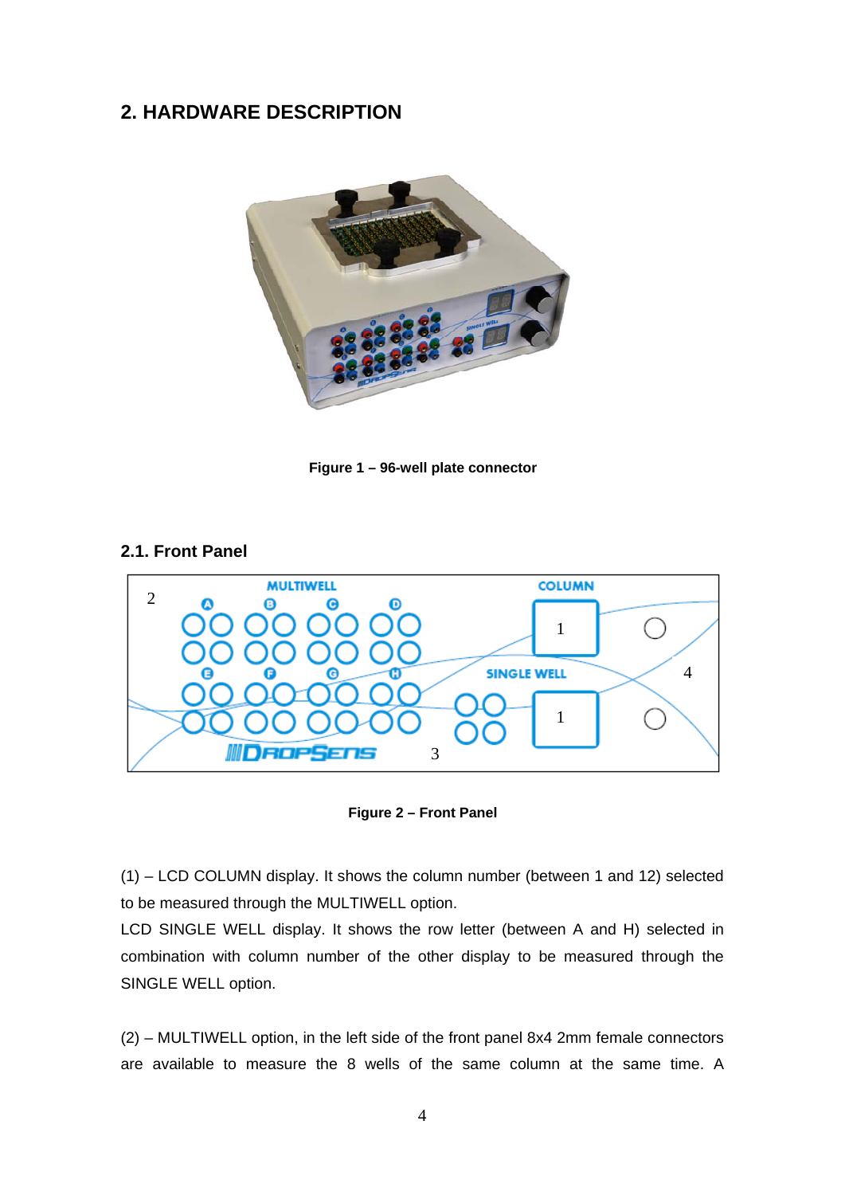## 2. HARDWARE DESCRIPTION

Figure 1 – 96-well plate connector

### 2.1. Front Panel

Figure 2 – Front Panel

(1) – LCD COLUMN display. It shows the column number (between 1 and 12) selected to be measured through the MULTIWELL option.

LCD SINGLE WELL display. It shows the row letter (between A and H) selected in combination with column number of the other display to be measured through the SINGLE WELL option.

(2) – MULTIWELL option, in the left side of the front panel 8x4 2mm female connectors are available to measure the 8 wells of the same column at the same time. A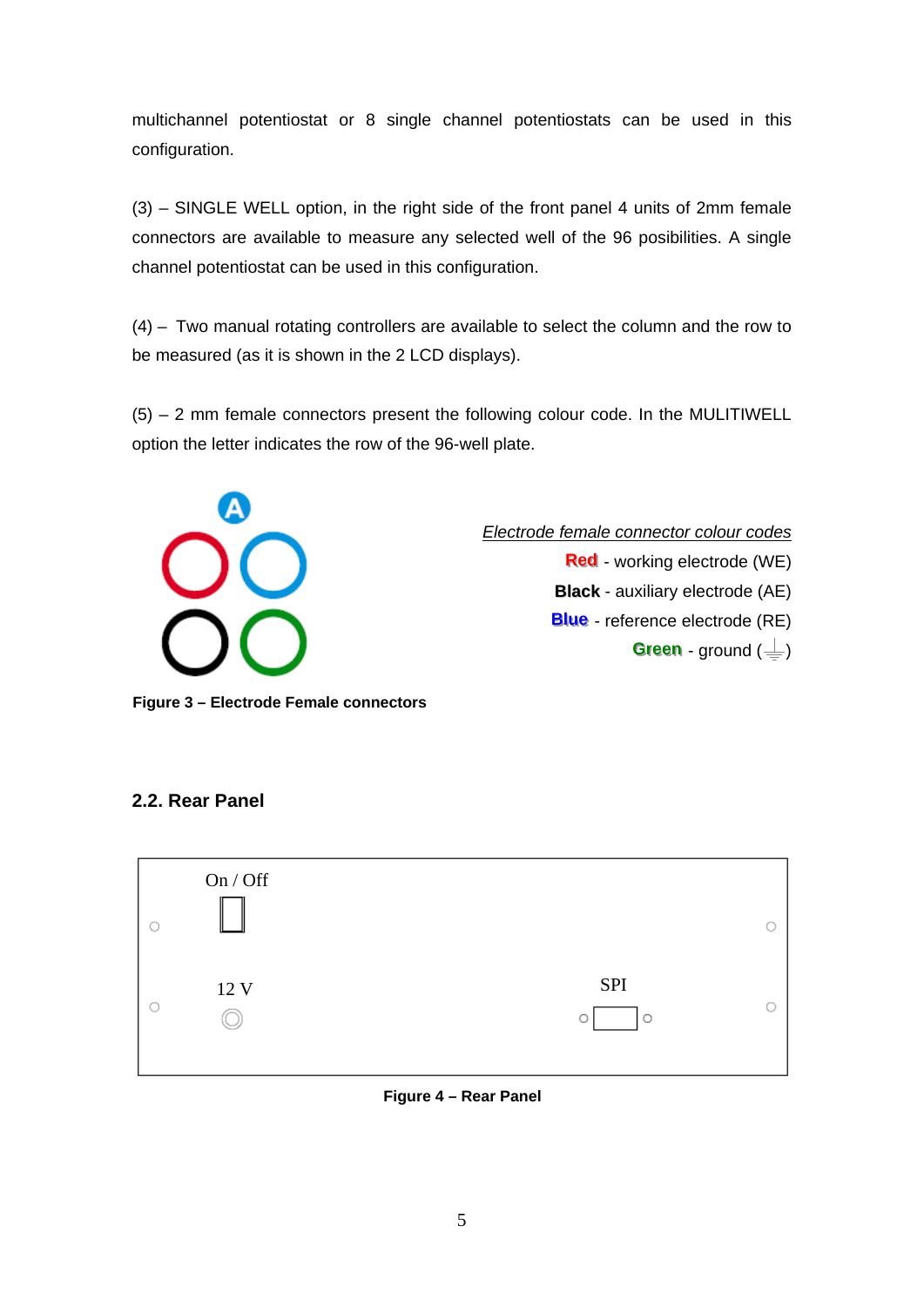multichannel potentiostat or 8 single channel potentiostats can be used in this configuration.

(3) – SINGLE WELL option, in the right side of the front panel 4 units of 2mm female connectors are available to measure any selected well of the 96 posibilities. A single channel potentiostat can be used in this configuration.

(4) – Two manual rotating controllers are available to select the column and the row to be measured (as it is shown in the 2 LCD displays).

(5) – 2 mm female connectors present the following colour code. In the MULITIWELL option the letter indicates the row of the 96-well plate.

*Electrode female connector colour codes*

**Red** - working electrode (WE)

**Black** - auxiliary electrode (AE)

**Blue** - reference electrode (RE)

**Green** - ground (⏚)

**Figure 3 – Electrode Female connectors**

## 2.2. Rear Panel

On / Off

12 V

SPI

**Figure 4 – Rear Panel**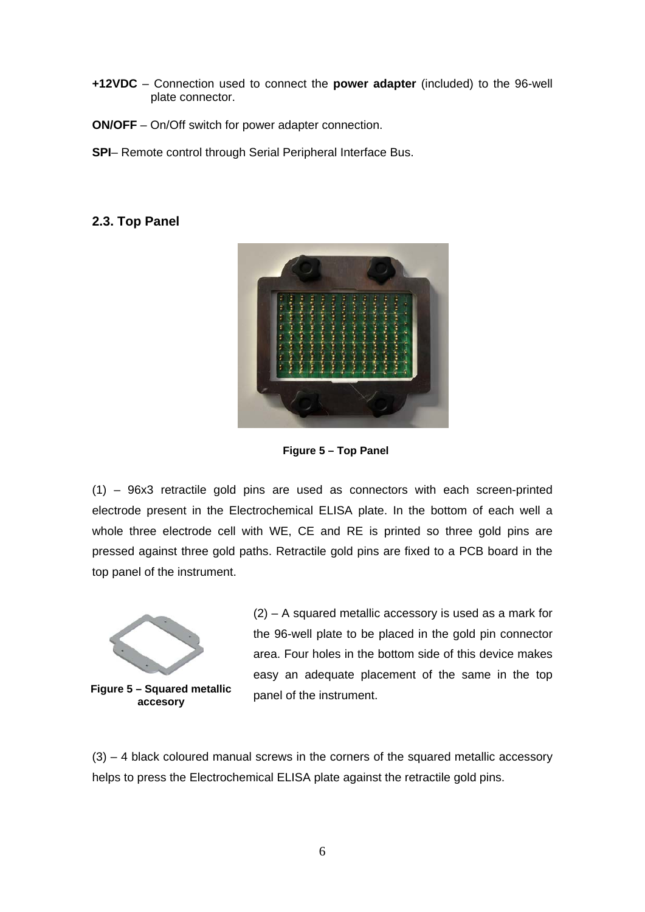**+12VDC** – Connection used to connect the **power adapter** (included) to the 96-well plate connector.

**ON/OFF** – On/Off switch for power adapter connection.

**SPI**– Remote control through Serial Peripheral Interface Bus.

## 2.3. Top Panel

**Figure 5 – Top Panel**

(1) – 96x3 retractile gold pins are used as connectors with each screen-printed electrode present in the Electrochemical ELISA plate. In the bottom of each well a whole three electrode cell with WE, CE and RE is printed so three gold pins are pressed against three gold paths. Retractile gold pins are fixed to a PCB board in the top panel of the instrument.

**Figure 5 – Squared metallic accesory**

(2) – A squared metallic accessory is used as a mark for the 96-well plate to be placed in the gold pin connector area. Four holes in the bottom side of this device makes easy an adequate placement of the same in the top panel of the instrument.

(3) – 4 black coloured manual screws in the corners of the squared metallic accessory helps to press the Electrochemical ELISA plate against the retractile gold pins.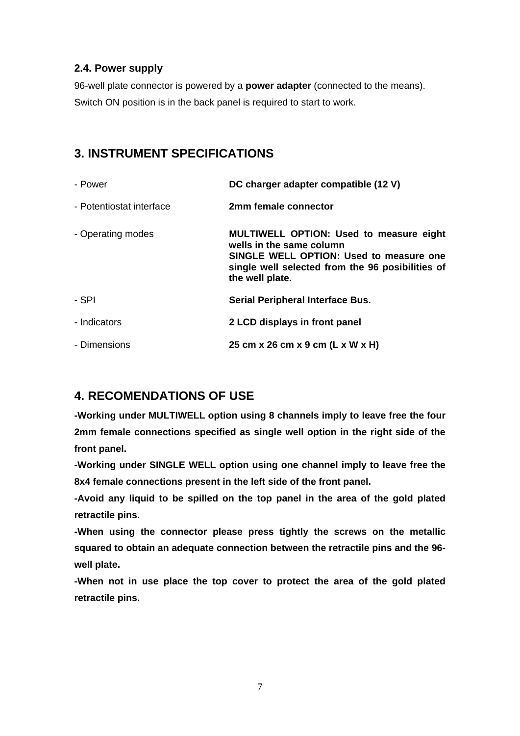### 2.4. Power supply

96-well plate connector is powered by a **power adapter** (connected to the means).
Switch ON position is in the back panel is required to start to work.

## 3. INSTRUMENT SPECIFICATIONS

| | |
|---|---|
| - Power | **DC charger adapter compatible (12 V)** |
| - Potentiostat interface | **2mm female connector** |
| - Operating modes | **MULTIWELL OPTION: Used to measure eight wells in the same column**<br>**SINGLE WELL OPTION: Used to measure one single well selected from the 96 posibilities of the well plate.** |
| - SPI | **Serial Peripheral Interface Bus.** |
| - Indicators | **2 LCD displays in front panel** |
| - Dimensions | **25 cm x 26 cm x 9 cm (L x W x H)** |

## 4. RECOMENDATIONS OF USE

**-Working under MULTIWELL option using 8 channels imply to leave free the four 2mm female connections specified as single well option in the right side of the front panel.**

**-Working under SINGLE WELL option using one channel imply to leave free the 8x4 female connections present in the left side of the front panel.**

**-Avoid any liquid to be spilled on the top panel in the area of the gold plated retractile pins.**

**-When using the connector please press tightly the screws on the metallic squared to obtain an adequate connection between the retractile pins and the 96-well plate.**

**-When not in use place the top cover to protect the area of the gold plated retractile pins.**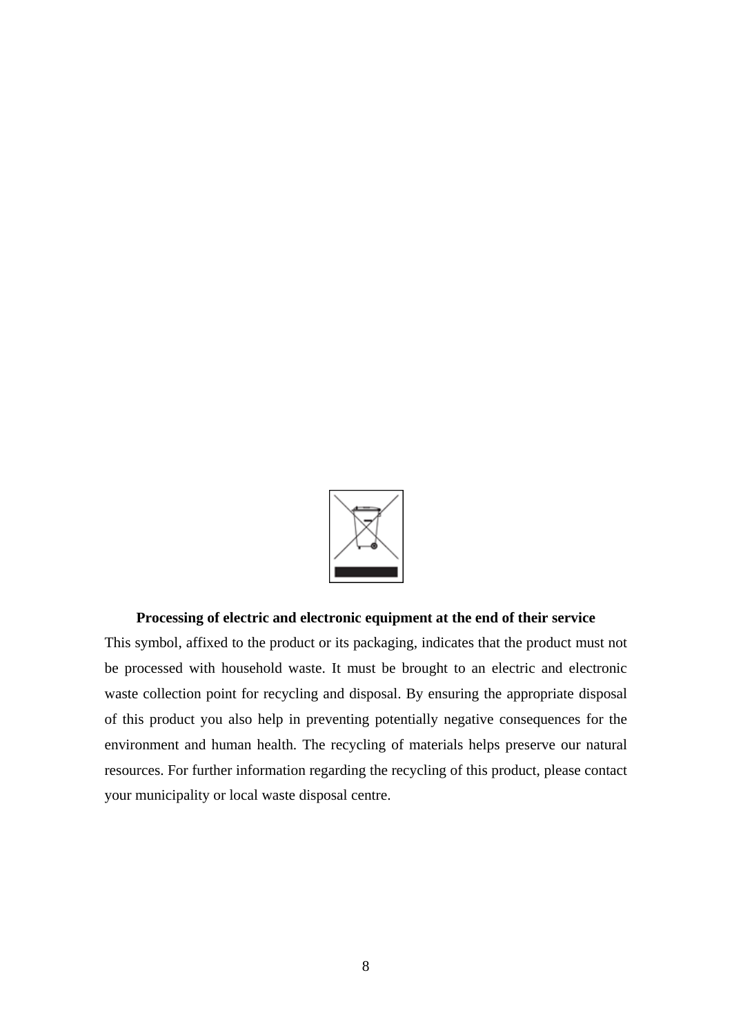**Processing of electric and electronic equipment at the end of their service**

This symbol, affixed to the product or its packaging, indicates that the product must not be processed with household waste. It must be brought to an electric and electronic waste collection point for recycling and disposal. By ensuring the appropriate disposal of this product you also help in preventing potentially negative consequences for the environment and human health. The recycling of materials helps preserve our natural resources. For further information regarding the recycling of this product, please contact your municipality or local waste disposal centre.